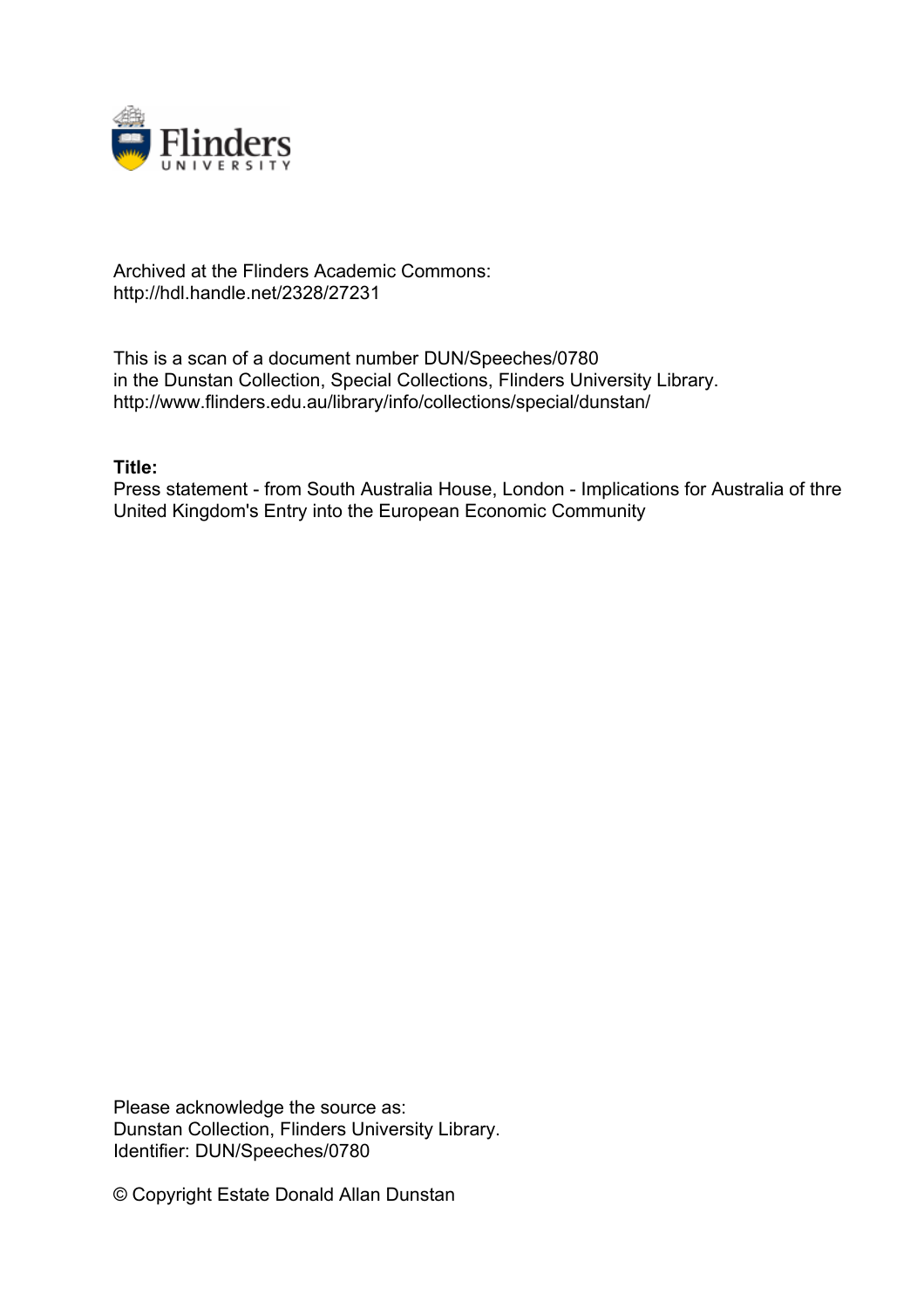Archived at the Flinders Academic Commons:
http://hdl.handle.net/2328/27231

This is a scan of a document number DUN/Speeches/0780
in the Dunstan Collection, Special Collections, Flinders University Library.
http://www.flinders.edu.au/library/info/collections/special/dunstan/

**Title:**
Press statement - from South Australia House, London - Implications for Australia of thre United Kingdom's Entry into the European Economic Community

Please acknowledge the source as:
Dunstan Collection, Flinders University Library.
Identifier: DUN/Speeches/0780

© Copyright Estate Donald Allan Dunstan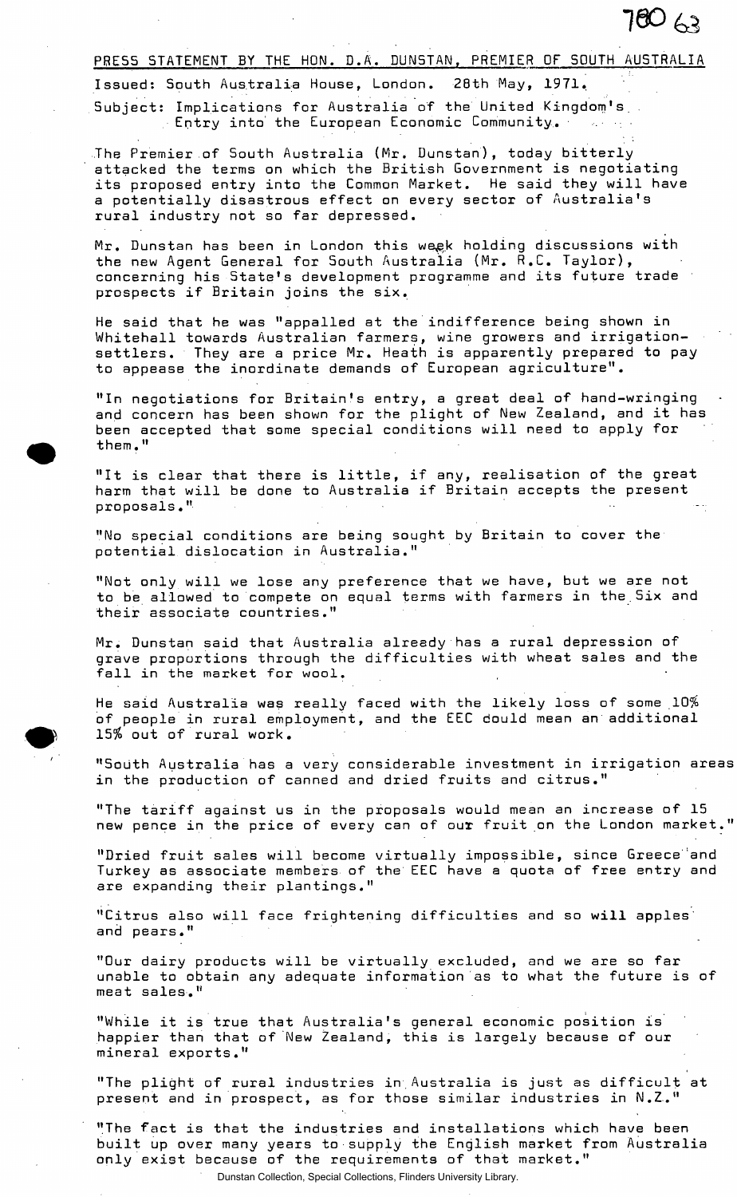PRESS STATEMENT BY THE HON. D.A. DUNSTAN, PREMIER OF SOUTH AUSTRALIA

Issued: South Australia House, London. 28th May, 1971.

Subject: Implications for Australia of the United Kingdom's Entry into the European Economic Community.

The Premier of South Australia (Mr. Dunstan), today bitterly attacked the terms on which the British Government is negotiating its proposed entry into the Common Market. He said they will have a potentially disastrous effect on every sector of Australia's rural industry not so far depressed.

Mr. Dunstan has been in London this week holding discussions with the new Agent General for South Australia (Mr. R.C. Taylor), concerning his State's development programme and its future trade prospects if Britain joins the six.

He said that he was "appalled at the indifference being shown in Whitehall towards Australian farmers, wine growers and irrigation-settlers. They are a price Mr. Heath is apparently prepared to pay to appease the inordinate demands of European agriculture".

"In negotiations for Britain's entry, a great deal of hand-wringing and concern has been shown for the plight of New Zealand, and it has been accepted that some special conditions will need to apply for them."

"It is clear that there is little, if any, realisation of the great harm that will be done to Australia if Britain accepts the present proposals."

"No special conditions are being sought by Britain to cover the potential dislocation in Australia."

"Not only will we lose any preference that we have, but we are not to be allowed to compete on equal terms with farmers in the Six and their associate countries."

Mr. Dunstan said that Australia already has a rural depression of grave proportions through the difficulties with wheat sales and the fall in the market for wool.

He said Australia was really faced with the likely loss of some 10% of people in rural employment, and the EEC could mean an additional 15% out of rural work.

"South Australia has a very considerable investment in irrigation areas in the production of canned and dried fruits and citrus."

"The tariff against us in the proposals would mean an increase of 15 new pence in the price of every can of our fruit on the London market."

"Dried fruit sales will become virtually impossible, since Greece and Turkey as associate members of the EEC have a quota of free entry and are expanding their plantings."

"Citrus also will face frightening difficulties and so will apples and pears."

"Our dairy products will be virtually excluded, and we are so far unable to obtain any adequate information as to what the future is of meat sales."

"While it is true that Australia's general economic position is happier than that of New Zealand, this is largely because of our mineral exports."

"The plight of rural industries in Australia is just as difficult at present and in prospect, as for those similar industries in N.Z."

"The fact is that the industries and installations which have been built up over many years to supply the English market from Australia only exist because of the requirements of that market."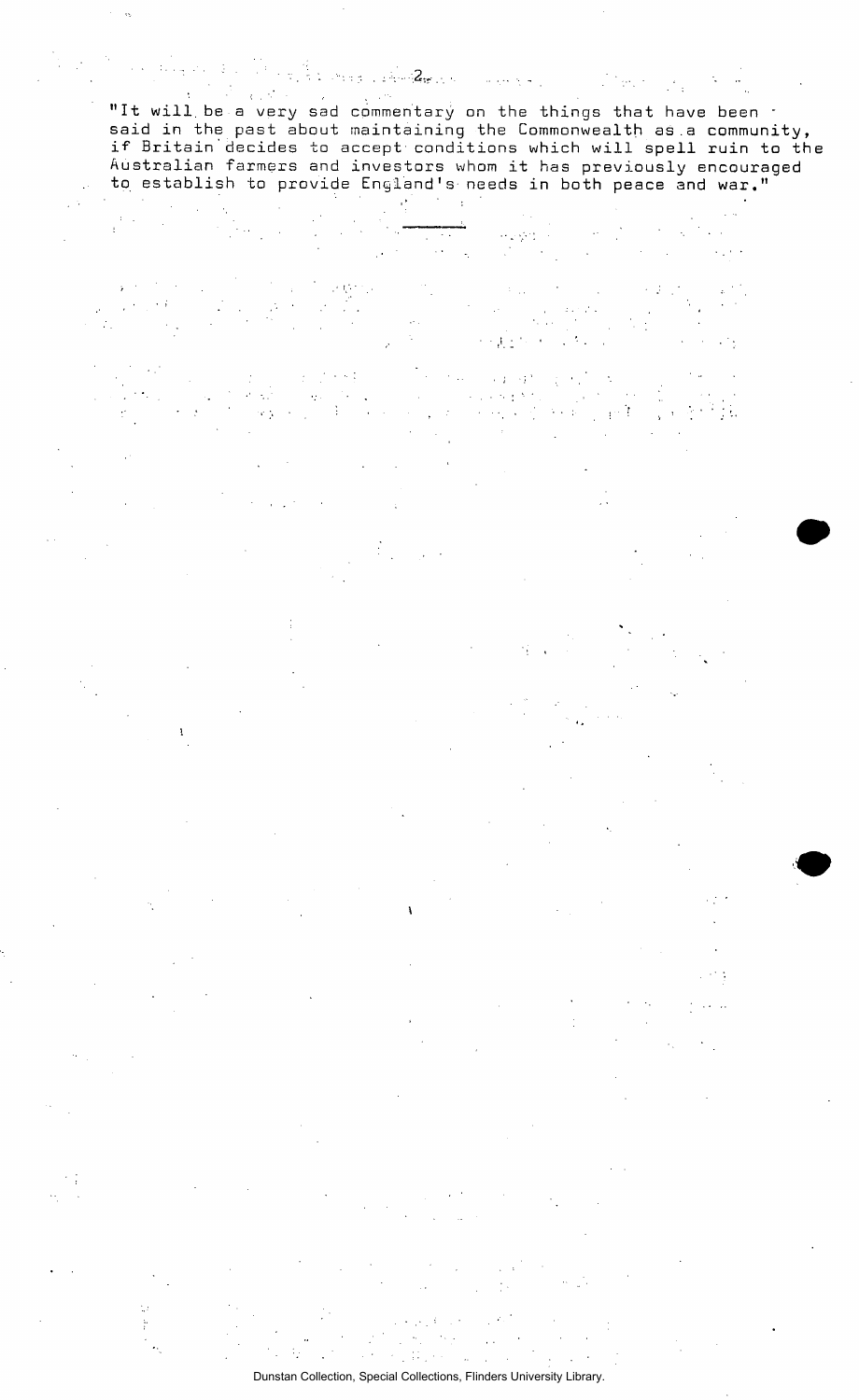"It will be a very sad commentary on the things that have been said in the past about maintaining the Commonwealth as a community, if Britain decides to accept conditions which will spell ruin to the Australian farmers and investors whom it has previously encouraged to establish to provide England's needs in both peace and war."

---

Dunstan Collection, Special Collections, Flinders University Library.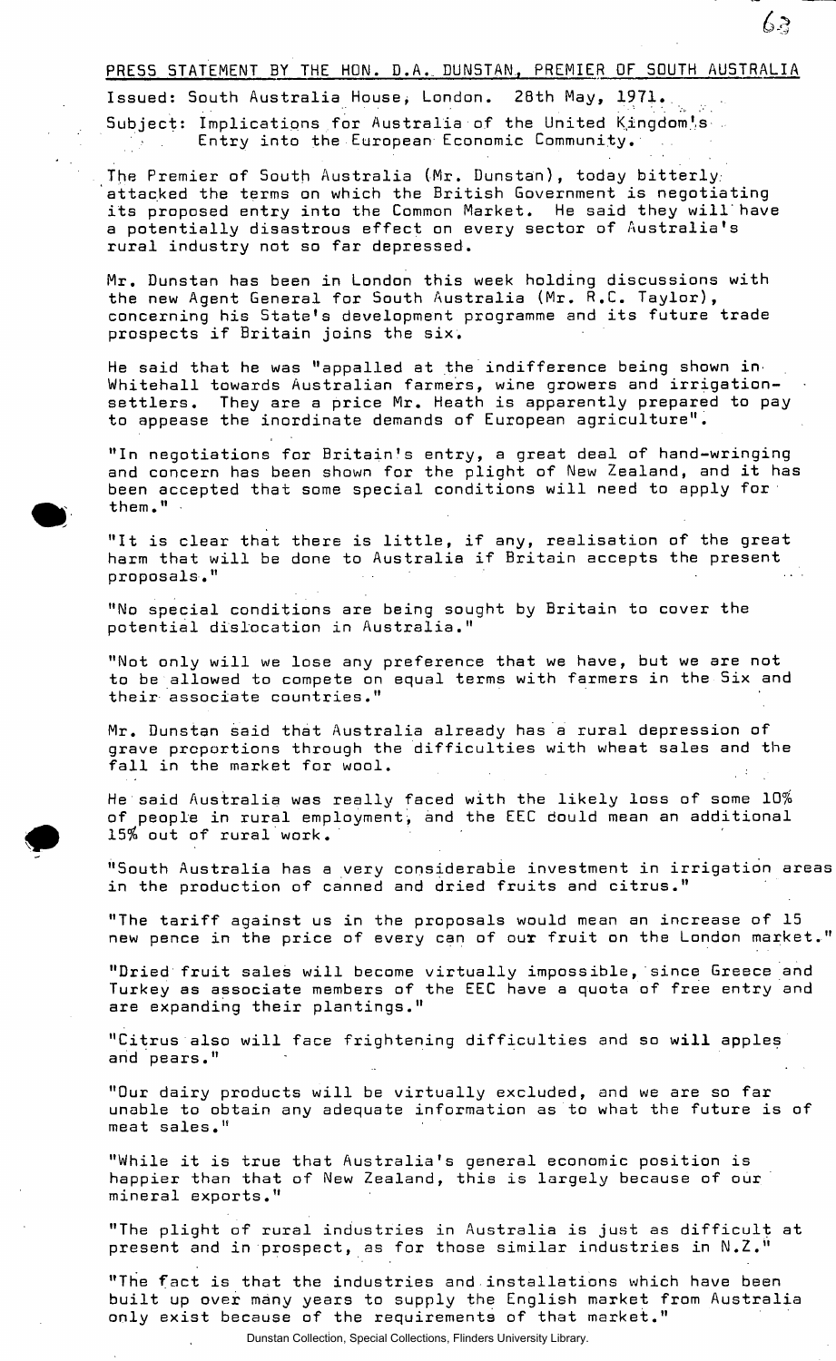# PRESS STATEMENT BY THE HON. D.A. DUNSTAN, PREMIER OF SOUTH AUSTRALIA

Issued: South Australia House, London. 28th May, 1971.

Subject: Implications for Australia of the United Kingdom's Entry into the European Economic Community.

The Premier of South Australia (Mr. Dunstan), today bitterly attacked the terms on which the British Government is negotiating its proposed entry into the Common Market. He said they will have a potentially disastrous effect on every sector of Australia's rural industry not so far depressed.

Mr. Dunstan has been in London this week holding discussions with the new Agent General for South Australia (Mr. R.C. Taylor), concerning his State's development programme and its future trade prospects if Britain joins the six.

He said that he was "appalled at the indifference being shown in Whitehall towards Australian farmers, wine growers and irrigation-settlers. They are a price Mr. Heath is apparently prepared to pay to appease the inordinate demands of European agriculture".

"In negotiations for Britain's entry, a great deal of hand-wringing and concern has been shown for the plight of New Zealand, and it has been accepted that some special conditions will need to apply for them."

"It is clear that there is little, if any, realisation of the great harm that will be done to Australia if Britain accepts the present proposals."

"No special conditions are being sought by Britain to cover the potential dislocation in Australia."

"Not only will we lose any preference that we have, but we are not to be allowed to compete on equal terms with farmers in the Six and their associate countries."

Mr. Dunstan said that Australia already has a rural depression of grave proportions through the difficulties with wheat sales and the fall in the market for wool.

He said Australia was really faced with the likely loss of some 10% of people in rural employment, and the EEC could mean an additional 15% out of rural work.

"South Australia has a very considerable investment in irrigation areas in the production of canned and dried fruits and citrus."

"The tariff against us in the proposals would mean an increase of 15 new pence in the price of every can of our fruit on the London market."

"Dried fruit sales will become virtually impossible, since Greece and Turkey as associate members of the EEC have a quota of free entry and are expanding their plantings."

"Citrus also will face frightening difficulties and so will apples and pears."

"Our dairy products will be virtually excluded, and we are so far unable to obtain any adequate information as to what the future is of meat sales."

"While it is true that Australia's general economic position is happier than that of New Zealand, this is largely because of our mineral exports."

"The plight of rural industries in Australia is just as difficult at present and in prospect, as for those similar industries in N.Z."

"The fact is that the industries and installations which have been built up over many years to supply the English market from Australia only exist because of the requirements of that market."

Dunstan Collection, Special Collections, Flinders University Library.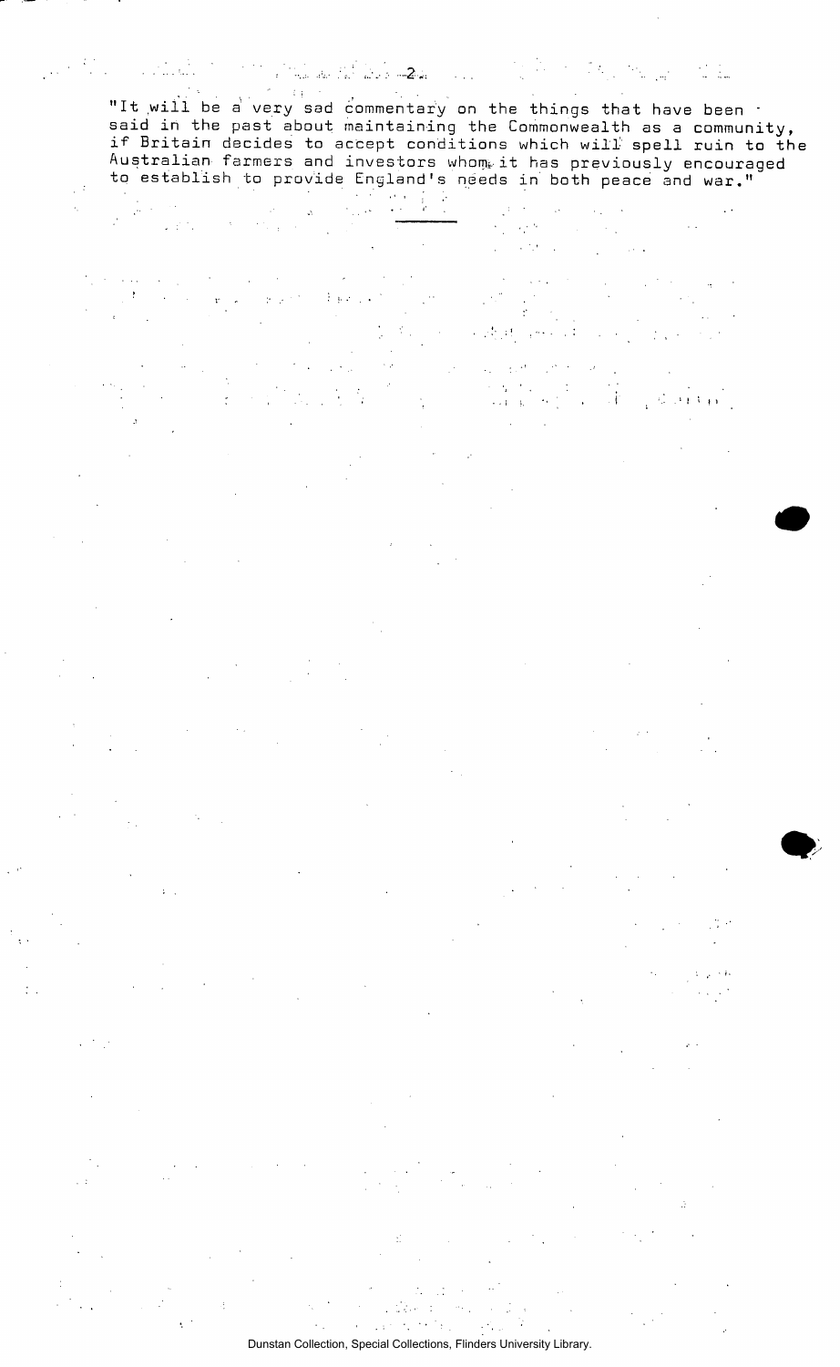"It will be a very sad commentary on the things that have been said in the past about maintaining the Commonwealth as a community, if Britain decides to accept conditions which will spell ruin to the Australian farmers and investors whom it has previously encouraged to establish to provide England's needs in both peace and war."

---

Dunstan Collection, Special Collections, Flinders University Library.